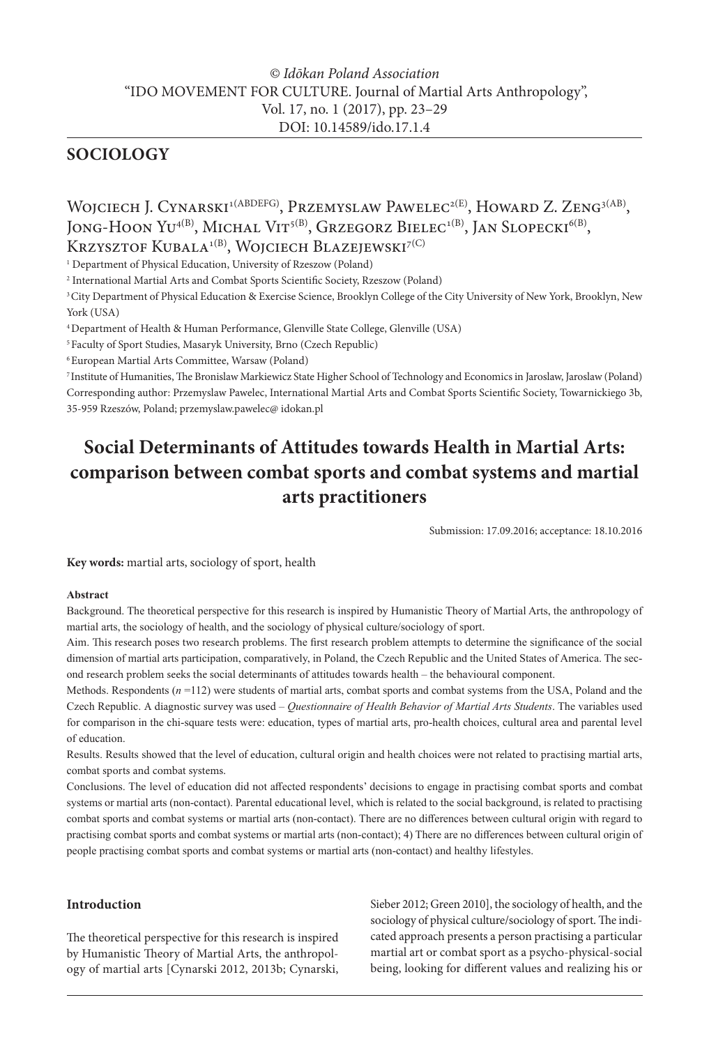© *Idōkan Poland Association*
"IDO MOVEMENT FOR CULTURE. Journal of Martial Arts Anthropology",
Vol. 17, no. 1 (2017), pp. 23–29
DOI: 10.14589/ido.17.1.4

## SOCIOLOGY

Wojciech J. Cynarski[1(ABDEFG)], Przemyslaw Pawelec[2(E)], Howard Z. Zeng[3(AB)], Jong-Hoon Yu[4(B)], Michal Vit[5(B)], Grzegorz Bielec[1(B)], Jan Slopecki[6(B)], Krzysztof Kubala[1(B)], Wojciech Blazejewski[7(C)]

[1] Department of Physical Education, University of Rzeszow (Poland)
[2] International Martial Arts and Combat Sports Scientific Society, Rzeszow (Poland)
[3] City Department of Physical Education & Exercise Science, Brooklyn College of the City University of New York, Brooklyn, New York (USA)
[4] Department of Health & Human Performance, Glenville State College, Glenville (USA)
[5] Faculty of Sport Studies, Masaryk University, Brno (Czech Republic)
[6] European Martial Arts Committee, Warsaw (Poland)
[7] Institute of Humanities, The Bronislaw Markiewicz State Higher School of Technology and Economics in Jaroslaw, Jaroslaw (Poland)
Corresponding author: Przemyslaw Pawelec, International Martial Arts and Combat Sports Scientific Society, Towarnickiego 3b, 35-959 Rzeszów, Poland; przemyslaw.pawelec@ idokan.pl

# Social Determinants of Attitudes towards Health in Martial Arts: comparison between combat sports and combat systems and martial arts practitioners

Submission: 17.09.2016; acceptance: 18.10.2016

**Key words:** martial arts, sociology of sport, health

#### Abstract

Background. The theoretical perspective for this research is inspired by Humanistic Theory of Martial Arts, the anthropology of martial arts, the sociology of health, and the sociology of physical culture/sociology of sport.

Aim. This research poses two research problems. The first research problem attempts to determine the significance of the social dimension of martial arts participation, comparatively, in Poland, the Czech Republic and the United States of America. The second research problem seeks the social determinants of attitudes towards health – the behavioural component.

Methods. Respondents ($n$ =112) were students of martial arts, combat sports and combat systems from the USA, Poland and the Czech Republic. A diagnostic survey was used – *Questionnaire of Health Behavior of Martial Arts Students*. The variables used for comparison in the chi-square tests were: education, types of martial arts, pro-health choices, cultural area and parental level of education.

Results. Results showed that the level of education, cultural origin and health choices were not related to practising martial arts, combat sports and combat systems.

Conclusions. The level of education did not affected respondents' decisions to engage in practising combat sports and combat systems or martial arts (non-contact). Parental educational level, which is related to the social background, is related to practising combat sports and combat systems or martial arts (non-contact). There are no differences between cultural origin with regard to practising combat sports and combat systems or martial arts (non-contact); 4) There are no differences between cultural origin of people practising combat sports and combat systems or martial arts (non-contact) and healthy lifestyles.

### Introduction

The theoretical perspective for this research is inspired by Humanistic Theory of Martial Arts, the anthropology of martial arts [Cynarski 2012, 2013b; Cynarski, Sieber 2012; Green 2010], the sociology of health, and the sociology of physical culture/sociology of sport. The indicated approach presents a person practising a particular martial art or combat sport as a psycho-physical-social being, looking for different values and realizing his or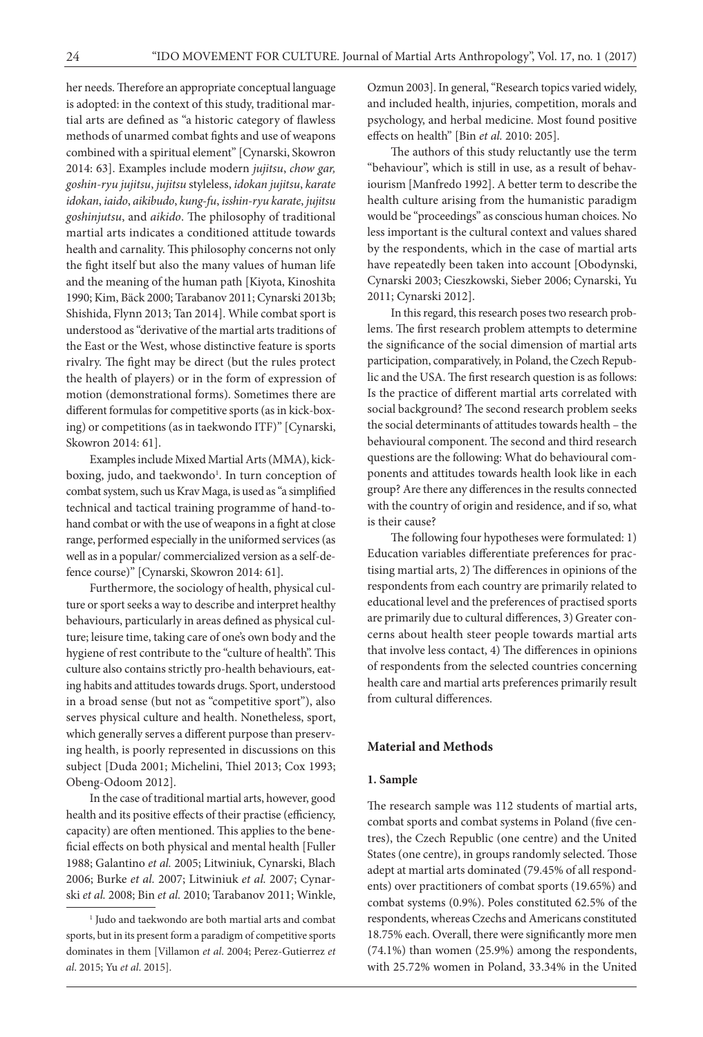her needs. Therefore an appropriate conceptual language is adopted: in the context of this study, traditional martial arts are defined as "a historic category of flawless methods of unarmed combat fights and use of weapons combined with a spiritual element" [Cynarski, Skowron 2014: 63]. Examples include modern *jujitsu*, *chow gar, goshin-ryu jujitsu*, *jujitsu* styleless, *idokan jujitsu*, *karate idokan*, *iaido*, *aikibudo*, *kung-fu*, *isshin-ryu karate*, *jujitsu goshinjutsu*, and *aikido*. The philosophy of traditional martial arts indicates a conditioned attitude towards health and carnality. This philosophy concerns not only the fight itself but also the many values of human life and the meaning of the human path [Kiyota, Kinoshita 1990; Kim, Bäck 2000; Tarabanov 2011; Cynarski 2013b; Shishida, Flynn 2013; Tan 2014]. While combat sport is understood as "derivative of the martial arts traditions of the East or the West, whose distinctive feature is sports rivalry. The fight may be direct (but the rules protect the health of players) or in the form of expression of motion (demonstrational forms). Sometimes there are different formulas for competitive sports (as in kick-boxing) or competitions (as in taekwondo ITF)" [Cynarski, Skowron 2014: 61].

Examples include Mixed Martial Arts (MMA), kick-boxing, judo, and taekwondo[1]. In turn conception of combat system, such us Krav Maga, is used as "a simplified technical and tactical training programme of hand-to-hand combat or with the use of weapons in a fight at close range, performed especially in the uniformed services (as well as in a popular/ commercialized version as a self-defence course)" [Cynarski, Skowron 2014: 61].

Furthermore, the sociology of health, physical culture or sport seeks a way to describe and interpret healthy behaviours, particularly in areas defined as physical culture; leisure time, taking care of one's own body and the hygiene of rest contribute to the "culture of health". This culture also contains strictly pro-health behaviours, eating habits and attitudes towards drugs. Sport, understood in a broad sense (but not as "competitive sport"), also serves physical culture and health. Nonetheless, sport, which generally serves a different purpose than preserving health, is poorly represented in discussions on this subject [Duda 2001; Michelini, Thiel 2013; Cox 1993; Obeng-Odoom 2012].

In the case of traditional martial arts, however, good health and its positive effects of their practise (efficiency, capacity) are often mentioned. This applies to the beneficial effects on both physical and mental health [Fuller 1988; Galantino *et al.* 2005; Litwiniuk, Cynarski, Blach 2006; Burke *et al.* 2007; Litwiniuk *et al.* 2007; Cynarski *et al.* 2008; Bin *et al.* 2010; Tarabanov 2011; Winkle, Ozmun 2003]. In general, "Research topics varied widely, and included health, injuries, competition, morals and psychology, and herbal medicine. Most found positive effects on health" [Bin *et al.* 2010: 205].

The authors of this study reluctantly use the term "behaviour", which is still in use, as a result of behaviourism [Manfredo 1992]. A better term to describe the health culture arising from the humanistic paradigm would be "proceedings" as conscious human choices. No less important is the cultural context and values shared by the respondents, which in the case of martial arts have repeatedly been taken into account [Obodynski, Cynarski 2003; Cieszkowski, Sieber 2006; Cynarski, Yu 2011; Cynarski 2012].

In this regard, this research poses two research problems. The first research problem attempts to determine the significance of the social dimension of martial arts participation, comparatively, in Poland, the Czech Republic and the USA. The first research question is as follows: Is the practice of different martial arts correlated with social background? The second research problem seeks the social determinants of attitudes towards health – the behavioural component. The second and third research questions are the following: What do behavioural components and attitudes towards health look like in each group? Are there any differences in the results connected with the country of origin and residence, and if so, what is their cause?

The following four hypotheses were formulated: 1) Education variables differentiate preferences for practising martial arts, 2) The differences in opinions of the respondents from each country are primarily related to educational level and the preferences of practised sports are primarily due to cultural differences, 3) Greater concerns about health steer people towards martial arts that involve less contact, 4) The differences in opinions of respondents from the selected countries concerning health care and martial arts preferences primarily result from cultural differences.

## Material and Methods

### 1. Sample

The research sample was 112 students of martial arts, combat sports and combat systems in Poland (five centres), the Czech Republic (one centre) and the United States (one centre), in groups randomly selected. Those adept at martial arts dominated (79.45% of all respondents) over practitioners of combat sports (19.65%) and combat systems (0.9%). Poles constituted 62.5% of the respondents, whereas Czechs and Americans constituted 18.75% each. Overall, there were significantly more men (74.1%) than women (25.9%) among the respondents, with 25.72% women in Poland, 33.34% in the United

[1] Judo and taekwondo are both martial arts and combat sports, but in its present form a paradigm of competitive sports dominates in them [Villamon *et al.* 2004; Perez-Gutierrez *et al.* 2015; Yu *et al.* 2015].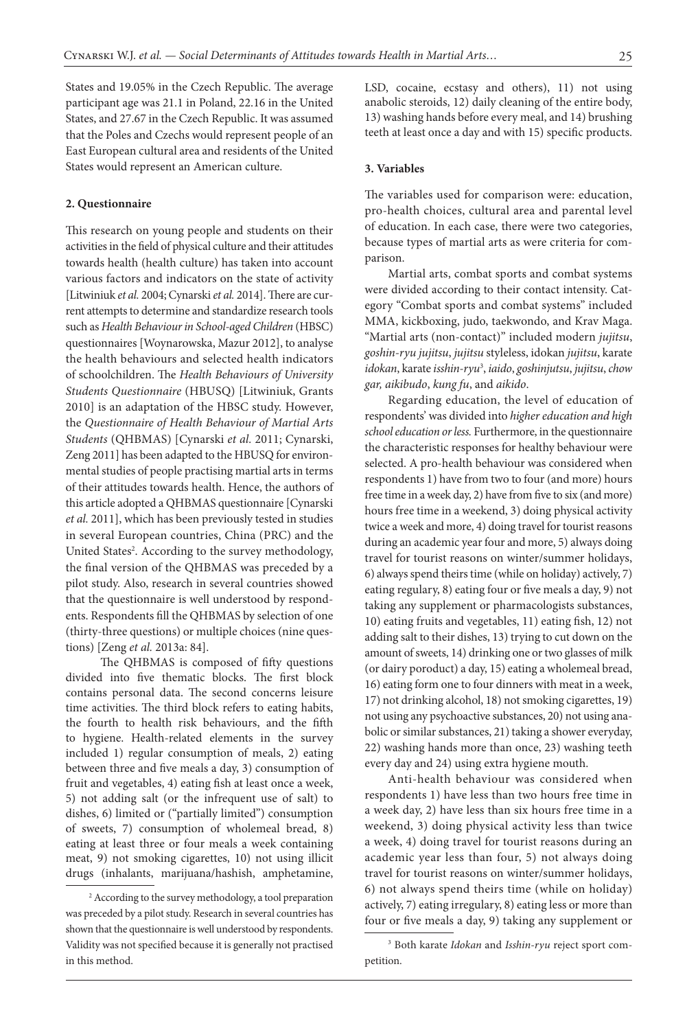States and 19.05% in the Czech Republic. The average participant age was 21.1 in Poland, 22.16 in the United States, and 27.67 in the Czech Republic. It was assumed that the Poles and Czechs would represent people of an East European cultural area and residents of the United States would represent an American culture.

## 2. Questionnaire

This research on young people and students on their activities in the field of physical culture and their attitudes towards health (health culture) has taken into account various factors and indicators on the state of activity [Litwiniuk *et al.* 2004; Cynarski *et al.* 2014]. There are current attempts to determine and standardize research tools such as *Health Behaviour in School-aged Children* (HBSC) questionnaires [Woynarowska, Mazur 2012], to analyse the health behaviours and selected health indicators of schoolchildren. The *Health Behaviours of University Students Questionnaire* (HBUSQ) [Litwiniuk, Grants 2010] is an adaptation of the HBSC study. However, the *Questionnaire of Health Behaviour of Martial Arts Students* (QHBMAS) [Cynarski *et al.* 2011; Cynarski, Zeng 2011] has been adapted to the HBUSQ for environmental studies of people practising martial arts in terms of their attitudes towards health. Hence, the authors of this article adopted a QHBMAS questionnaire [Cynarski *et al.* 2011], which has been previously tested in studies in several European countries, China (PRC) and the United States[2]. According to the survey methodology, the final version of the QHBMAS was preceded by a pilot study. Also, research in several countries showed that the questionnaire is well understood by respondents. Respondents fill the QHBMAS by selection of one (thirty-three questions) or multiple choices (nine questions) [Zeng *et al.* 2013a: 84].

The QHBMAS is composed of fifty questions divided into five thematic blocks. The first block contains personal data. The second concerns leisure time activities. The third block refers to eating habits, the fourth to health risk behaviours, and the fifth to hygiene. Health-related elements in the survey included 1) regular consumption of meals, 2) eating between three and five meals a day, 3) consumption of fruit and vegetables, 4) eating fish at least once a week, 5) not adding salt (or the infrequent use of salt) to dishes, 6) limited or ("partially limited") consumption of sweets, 7) consumption of wholemeal bread, 8) eating at least three or four meals a week containing meat, 9) not smoking cigarettes, 10) not using illicit drugs (inhalants, marijuana/hashish, amphetamine, LSD, cocaine, ecstasy and others), 11) not using anabolic steroids, 12) daily cleaning of the entire body, 13) washing hands before every meal, and 14) brushing teeth at least once a day and with 15) specific products.

## 3. Variables

The variables used for comparison were: education, pro-health choices, cultural area and parental level of education. In each case, there were two categories, because types of martial arts as were criteria for comparison.

Martial arts, combat sports and combat systems were divided according to their contact intensity. Category "Combat sports and combat systems" included MMA, kickboxing, judo, taekwondo, and Krav Maga. "Martial arts (non-contact)" included modern *jujitsu*, *goshin-ryu jujitsu*, *jujitsu* styleless, idokan *jujitsu*, karate *idokan*, karate *isshin-ryu*[3], *iaido*, *goshinjutsu*, *jujitsu*, *chow gar, aikibudo*, *kung fu*, and *aikido*.

Regarding education, the level of education of respondents' was divided into *higher education and high school education or less.* Furthermore, in the questionnaire the characteristic responses for healthy behaviour were selected. A pro-health behaviour was considered when respondents 1) have from two to four (and more) hours free time in a week day, 2) have from five to six (and more) hours free time in a weekend, 3) doing physical activity twice a week and more, 4) doing travel for tourist reasons during an academic year four and more, 5) always doing travel for tourist reasons on winter/summer holidays, 6) always spend theirs time (while on holiday) actively, 7) eating regulary, 8) eating four or five meals a day, 9) not taking any supplement or pharmacologists substances, 10) eating fruits and vegetables, 11) eating fish, 12) not adding salt to their dishes, 13) trying to cut down on the amount of sweets, 14) drinking one or two glasses of milk (or dairy poroduct) a day, 15) eating a wholemeal bread, 16) eating form one to four dinners with meat in a week, 17) not drinking alcohol, 18) not smoking cigarettes, 19) not using any psychoactive substances, 20) not using anabolic or similar substances, 21) taking a shower everyday, 22) washing hands more than once, 23) washing teeth every day and 24) using extra hygiene mouth.

Anti-health behaviour was considered when respondents 1) have less than two hours free time in a week day, 2) have less than six hours free time in a weekend, 3) doing physical activity less than twice a week, 4) doing travel for tourist reasons during an academic year less than four, 5) not always doing travel for tourist reasons on winter/summer holidays, 6) not always spend theirs time (while on holiday) actively, 7) eating irregulary, 8) eating less or more than four or five meals a day, 9) taking any supplement or

---

[2] According to the survey methodology, a tool preparation was preceded by a pilot study. Research in several countries has shown that the questionnaire is well understood by respondents. Validity was not specified because it is generally not practised in this method.

[3] Both karate *Idokan* and *Isshin-ryu* reject sport competition.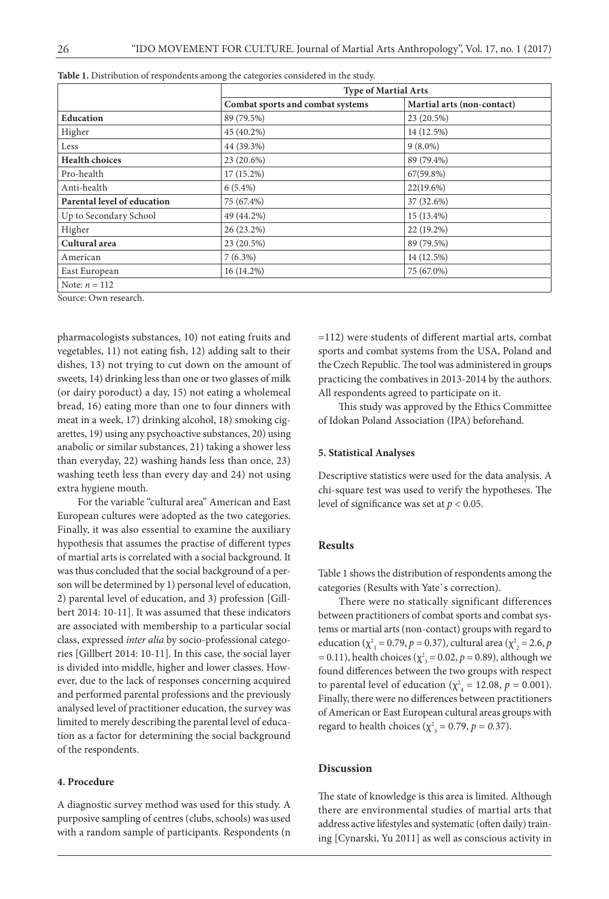**Table 1.** Distribution of respondents among the categories considered in the study.

| | Type of Martial Arts | |
|---|---|---|
| | **Combat sports and combat systems** | **Martial arts (non-contact)** |
| **Education** | 89 (79.5%) | 23 (20.5%) |
| Higher | 45 (40.2%) | 14 (12.5%) |
| Less | 44 (39.3%) | 9 (8.0%) |
| **Health choices** | 23 (20.6%) | 89 (79.4%) |
| Pro-health | 17 (15.2%) | 67(59.8%) |
| Anti-health | 6 (5.4%) | 22(19.6%) |
| **Parental level of education** | 75 (67.4%) | 37 (32.6%) |
| Up to Secondary School | 49 (44.2%) | 15 (13.4%) |
| Higher | 26 (23.2%) | 22 (19.2%) |
| **Cultural area** | 23 (20.5%) | 89 (79.5%) |
| American | 7 (6.3%) | 14 (12.5%) |
| East European | 16 (14.2%) | 75 (67.0%) |
| Note: $n = 112$ | | |

Source: Own research.

pharmacologists substances, 10) not eating fruits and vegetables, 11) not eating fish, 12) adding salt to their dishes, 13) not trying to cut down on the amount of sweets, 14) drinking less than one or two glasses of milk (or dairy poroduct) a day, 15) not eating a wholemeal bread, 16) eating more than one to four dinners with meat in a week, 17) drinking alcohol, 18) smoking cigarettes, 19) using any psychoactive substances, 20) using anabolic or similar substances, 21) taking a shower less than everyday, 22) washing hands less than once, 23) washing teeth less than every day and 24) not using extra hygiene mouth.

For the variable "cultural area" American and East European cultures were adopted as the two categories. Finally, it was also essential to examine the auxiliary hypothesis that assumes the practise of different types of martial arts is correlated with a social background. It was thus concluded that the social background of a person will be determined by 1) personal level of education, 2) parental level of education, and 3) profession [Gillbert 2014: 10-11]. It was assumed that these indicators are associated with membership to a particular social class, expressed *inter alia* by socio-professional categories [Gillbert 2014: 10-11]. In this case, the social layer is divided into middle, higher and lower classes. However, due to the lack of responses concerning acquired and performed parental professions and the previously analysed level of practitioner education, the survey was limited to merely describing the parental level of education as a factor for determining the social background of the respondents.

### 4. Procedure

A diagnostic survey method was used for this study. A purposive sampling of centres (clubs, schools) was used with a random sample of participants. Respondents ($n = 112$) were students of different martial arts, combat sports and combat systems from the USA, Poland and the Czech Republic. The tool was administered in groups practicing the combatives in 2013-2014 by the authors. All respondents agreed to participate on it.

This study was approved by the Ethics Committee of Idokan Poland Association (IPA) beforehand.

### 5. Statistical Analyses

Descriptive statistics were used for the data analysis. A chi-square test was used to verify the hypotheses. The level of significance was set at $p < 0.05$.

## Results

Table 1 shows the distribution of respondents among the categories (Results with Yate`s correction).

There were no statically significant differences between practitioners of combat sports and combat systems or martial arts (non-contact) groups with regard to education ($\chi^2_1 = 0.79$, $p = 0.37$), cultural area ($\chi^2_2 = 2.6$, $p = 0.11$), health choices ($\chi^2_3 = 0.02$, $p = 0.89$), although we found differences between the two groups with respect to parental level of education ($\chi^2_4 = 12.08$, $p = 0.001$). Finally, there were no differences between practitioners of American or East European cultural areas groups with regard to health choices ($\chi^2_5 = 0.79$, $p = 0.37$).

## Discussion

The state of knowledge is this area is limited. Although there are environmental studies of martial arts that address active lifestyles and systematic (often daily) training [Cynarski, Yu 2011] as well as conscious activity in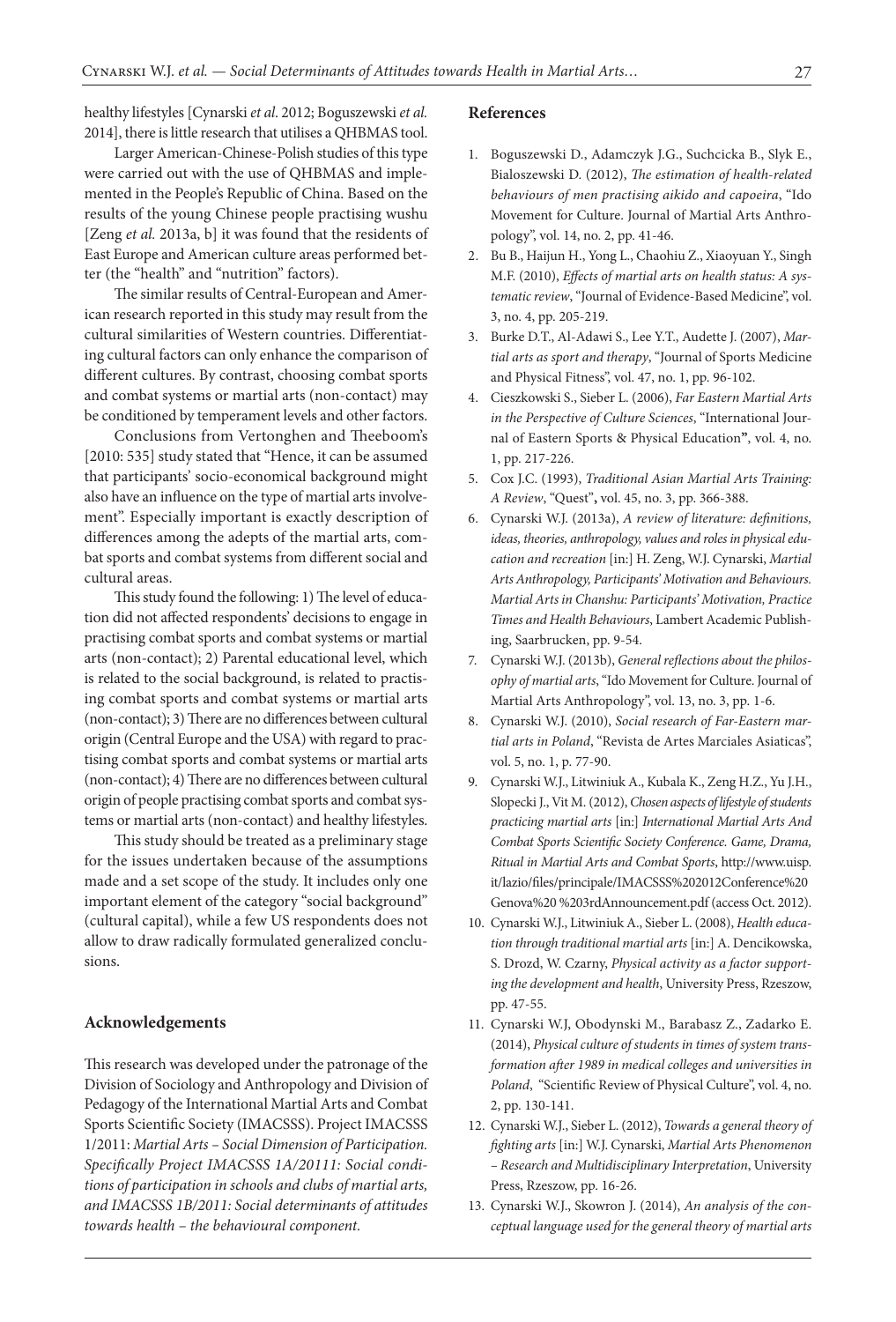healthy lifestyles [Cynarski *et al*. 2012; Boguszewski *et al.* 2014], there is little research that utilises a QHBMAS tool.

Larger American-Chinese-Polish studies of this type were carried out with the use of QHBMAS and implemented in the People's Republic of China. Based on the results of the young Chinese people practising wushu [Zeng *et al.* 2013a, b] it was found that the residents of East Europe and American culture areas performed better (the "health" and "nutrition" factors).

The similar results of Central-European and American research reported in this study may result from the cultural similarities of Western countries. Differentiating cultural factors can only enhance the comparison of different cultures. By contrast, choosing combat sports and combat systems or martial arts (non-contact) may be conditioned by temperament levels and other factors.

Conclusions from Vertonghen and Theeboom's [2010: 535] study stated that "Hence, it can be assumed that participants' socio-economical background might also have an influence on the type of martial arts involvement". Especially important is exactly description of differences among the adepts of the martial arts, combat sports and combat systems from different social and cultural areas.

This study found the following: 1) The level of education did not affected respondents' decisions to engage in practising combat sports and combat systems or martial arts (non-contact); 2) Parental educational level, which is related to the social background, is related to practising combat sports and combat systems or martial arts (non-contact); 3) There are no differences between cultural origin (Central Europe and the USA) with regard to practising combat sports and combat systems or martial arts (non-contact); 4) There are no differences between cultural origin of people practising combat sports and combat systems or martial arts (non-contact) and healthy lifestyles.

This study should be treated as a preliminary stage for the issues undertaken because of the assumptions made and a set scope of the study. It includes only one important element of the category "social background" (cultural capital), while a few US respondents does not allow to draw radically formulated generalized conclusions.

## Acknowledgements

This research was developed under the patronage of the Division of Sociology and Anthropology and Division of Pedagogy of the International Martial Arts and Combat Sports Scientific Society (IMACSSS). Project IMACSSS 1/2011: *Martial Arts – Social Dimension of Participation. Specifically Project IMACSSS 1A/20111: Social conditions of participation in schools and clubs of martial arts, and IMACSSS 1B/2011: Social determinants of attitudes towards health – the behavioural component.*

## References

1. Boguszewski D., Adamczyk J.G., Suchcicka B., Slyk E., Bialoszewski D. (2012), *The estimation of health-related behaviours of men practising aikido and capoeira*, "Ido Movement for Culture. Journal of Martial Arts Anthropology", vol. 14, no. 2, pp. 41-46.
2. Bu B., Haijun H., Yong L., Chaohiu Z., Xiaoyuan Y., Singh M.F. (2010), *Effects of martial arts on health status: A systematic review*, "Journal of Evidence-Based Medicine", vol. 3, no. 4, pp. 205-219.
3. Burke D.T., Al-Adawi S., Lee Y.T., Audette J. (2007), *Martial arts as sport and therapy*, "Journal of Sports Medicine and Physical Fitness", vol. 47, no. 1, pp. 96-102.
4. Cieszkowski S., Sieber L. (2006), *Far Eastern Martial Arts in the Perspective of Culture Sciences*, "International Journal of Eastern Sports & Physical Education", vol. 4, no. 1, pp. 217-226.
5. Cox J.C. (1993), *Traditional Asian Martial Arts Training: A Review*, "Quest", vol. 45, no. 3, pp. 366-388.
6. Cynarski W.J. (2013a), *A review of literature: definitions, ideas, theories, anthropology, values and roles in physical education and recreation* [in:] H. Zeng, W.J. Cynarski, *Martial Arts Anthropology, Participants' Motivation and Behaviours. Martial Arts in Chanshu: Participants' Motivation, Practice Times and Health Behaviours*, Lambert Academic Publishing, Saarbrucken, pp. 9-54.
7. Cynarski W.J. (2013b), *General reflections about the philosophy of martial arts*, "Ido Movement for Culture. Journal of Martial Arts Anthropology", vol. 13, no. 3, pp. 1-6.
8. Cynarski W.J. (2010), *Social research of Far-Eastern martial arts in Poland*, "Revista de Artes Marciales Asiaticas", vol. 5, no. 1, p. 77-90.
9. Cynarski W.J., Litwiniuk A., Kubala K., Zeng H.Z., Yu J.H., Slopecki J., Vit M. (2012), *Chosen aspects of lifestyle of students practicing martial arts* [in:] *International Martial Arts And Combat Sports Scientific Society Conference. Game, Drama, Ritual in Martial Arts and Combat Sports*, http://www.uisp.it/lazio/files/principale/IMACSSS%202012Conference%20Genova%20 %203rdAnnouncement.pdf (access Oct. 2012).
10. Cynarski W.J., Litwiniuk A., Sieber L. (2008), *Health education through traditional martial arts* [in:] A. Dencikowska, S. Drozd, W. Czarny, *Physical activity as a factor supporting the development and health*, University Press, Rzeszow, pp. 47-55.
11. Cynarski W.J, Obodynski M., Barabasz Z., Zadarko E. (2014), *Physical culture of students in times of system transformation after 1989 in medical colleges and universities in Poland*, "Scientific Review of Physical Culture", vol. 4, no. 2, pp. 130-141.
12. Cynarski W.J., Sieber L. (2012), *Towards a general theory of fighting arts* [in:] W.J. Cynarski, *Martial Arts Phenomenon – Research and Multidisciplinary Interpretation*, University Press, Rzeszow, pp. 16-26.
13. Cynarski W.J., Skowron J. (2014), *An analysis of the conceptual language used for the general theory of martial arts*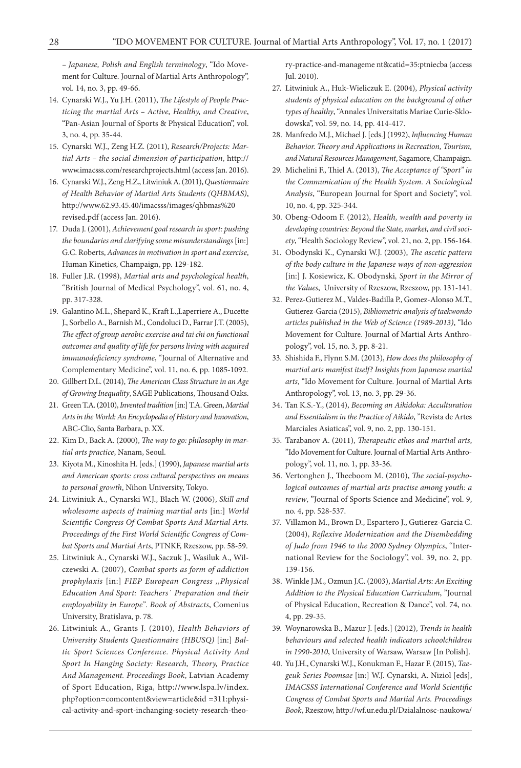– *Japanese, Polish and English terminology*, "Ido Movement for Culture. Journal of Martial Arts Anthropology", vol. 14, no. 3, pp. 49-66.

14. Cynarski W.J., Yu J.H. (2011), *The Lifestyle of People Practicing the martial Arts – Active, Healthy, and Creative*, "Pan-Asian Journal of Sports & Physical Education", vol. 3, no. 4, pp. 35-44.
15. Cynarski W.J., Zeng H.Z. (2011), *Research/Projects: Martial Arts – the social dimension of participation*, http://www.imacsss.com/researchprojects.html (access Jan. 2016).
16. Cynarski W.J., Zeng H.Z., Litwiniuk A. (2011), *Questionnaire of Health Behavior of Martial Arts Students (QHBMAS)*, http://www.62.93.45.40/imacsss/images/qhbmas%20 revised.pdf (access Jan. 2016).
17. Duda J. (2001), *Achievement goal research in sport: pushing the boundaries and clarifying some misunderstandings* [in:] G.C. Roberts, *Advances in motivation in sport and exercise*, Human Kinetics, Champaign, pp. 129-182.
18. Fuller J.R. (1998), *Martial arts and psychological health*, "British Journal of Medical Psychology", vol. 61, no. 4, pp. 317-328.
19. Galantino M.L., Shepard K., Kraft L.,Laperriere A., Ducette J., Sorbello A., Barnish M., Condoluci D., Farrar J.T. (2005), *The effect of group aerobic exercise and tai chi on functional outcomes and quality of life for persons living with acquired immunodeficiency syndrome*, "Journal of Alternative and Complementary Medicine", vol. 11, no. 6, pp. 1085-1092.
20. Gillbert D.L. (2014), *The American Class Structure in an Age of Growing Inequality*, SAGE Publications, Thousand Oaks.
21. Green T.A. (2010), *Invented tradition* [in:] T.A. Green, *Martial Arts in the World: An Encyclopedia of History and Innovation*, ABC-Clio, Santa Barbara, p. XX.
22. Kim D., Back A. (2000), *The way to go: philosophy in martial arts practice*, Nanam, Seoul.
23. Kiyota M., Kinoshita H. [eds.] (1990), *Japanese martial arts and American sports: cross cultural perspectives on means to personal growth*, Nihon University, Tokyo.
24. Litwiniuk A., Cynarski W.J., Blach W. (2006), *Skill and wholesome aspects of training martial arts* [in:] *World Scientific Congress Of Combat Sports And Martial Arts. Proceedings of the First World Scientific Congress of Combat Sports and Martial Arts*, PTNKF, Rzeszow, pp. 58-59.
25. Litwiniuk A., Cynarski W.J., Saczuk J., Wasiluk A., Wilczewski A. (2007), *Combat sports as form of addiction prophylaxis* [in:] *FIEP European Congress ,,Physical Education And Sport: Teachers` Preparation and their employability in Europe". Book of Abstracts*, Comenius University, Bratislava, p. 78.
26. Litwiniuk A., Grants J. (2010), *Health Behaviors of University Students Questionnaire (HBUSQ)* [in:] *Baltic Sport Sciences Conference. Physical Activity And Sport In Hanging Society: Research, Theory, Practice And Management. Proceedings Book*, Latvian Academy of Sport Education, Riga, http://www.lspa.lv/index.php?option=comcontent&view=article&id =311:physical-activity-and-sport-inchanging-society-research-theory-practice-and-manageme nt&catid=35:ptniecba (access Jul. 2010).
27. Litwiniuk A., Huk-Wieliczuk E. (2004), *Physical activity students of physical education on the background of other types of healthy*, "Annales Universitatis Mariae Curie-Sklodowska", vol. 59, no. 14, pp. 414-417.
28. Manfredo M.J., Michael J. [eds.] (1992), *Influencing Human Behavior. Theory and Applications in Recreation, Tourism, and Natural Resources Management*, Sagamore, Champaign.
29. Michelini F., Thiel A. (2013), *The Acceptance of "Sport" in the Communication of the Health System. A Sociological Analysis*, "European Journal for Sport and Society", vol. 10, no. 4, pp. 325-344.
30. Obeng-Odoom F. (2012), *Health, wealth and poverty in developing countries: Beyond the State, market, and civil society*, "Health Sociology Review", vol. 21, no. 2, pp. 156-164.
31. Obodynski K., Cynarski W.J. (2003), *The ascetic pattern of the body culture in the Japanese ways of non-aggression* [in:] J. Kosiewicz, K. Obodynski*, Sport in the Mirror of the Values*, University of Rzeszow, Rzeszow, pp. 131-141.
32. Perez-Gutierez M., Valdes-Badilla P., Gomez-Alonso M.T., Gutierez-Garcia (2015), *Bibliometric analysis of taekwondo articles published in the Web of Science (1989-2013)*, "Ido Movement for Culture. Journal of Martial Arts Anthropology", vol. 15, no. 3, pp. 8-21.
33. Shishida F., Flynn S.M. (2013), *How does the philosophy of martial arts manifest itself? Insights from Japanese martial arts*, "Ido Movement for Culture. Journal of Martial Arts Anthropology", vol. 13, no. 3, pp. 29-36.
34. Tan K.S.-Y., (2014), *Becoming an Aikidoka: Acculturation and Essentialism in the Practice of Aikido*, "Revista de Artes Marciales Asiaticas", vol. 9, no. 2, pp. 130-151.
35. Tarabanov A. (2011), *Therapeutic ethos and martial arts*, "Ido Movement for Culture. Journal of Martial Arts Anthropology", vol. 11, no. 1, pp. 33-36.
36. Vertonghen J., Theeboom M. (2010), *The social-psychological outcomes of martial arts practise among youth: a review*, "Journal of Sports Science and Medicine", vol. 9, no. 4, pp. 528-537.
37. Villamon M., Brown D., Espartero J., Gutierez-Garcia C. (2004), *Reflexive Modernization and the Disembedding of Judo from 1946 to the 2000 Sydney Olympics*, "International Review for the Sociology", vol. 39, no. 2, pp. 139-156.
38. Winkle J.M., Ozmun J.C. (2003), *Martial Arts: An Exciting Addition to the Physical Education Curriculum*, "Journal of Physical Education, Recreation & Dance", vol. 74, no. 4, pp. 29-35.
39. Woynarowska B., Mazur J. [eds.] (2012), *Trends in health behaviours and selected health indicators schoolchildren in 1990-2010*, University of Warsaw, Warsaw [In Polish].
40. Yu J.H., Cynarski W.J., Konukman F., Hazar F. (2015), *Taegeuk Series Poomsae* [in:] W.J. Cynarski, A. Niziol [eds], *IMACSSS International Conference and World Scientific Congress of Combat Sports and Martial Arts. Proceedings Book*, Rzeszow, http://wf.ur.edu.pl/Dzialalnosc-naukowa/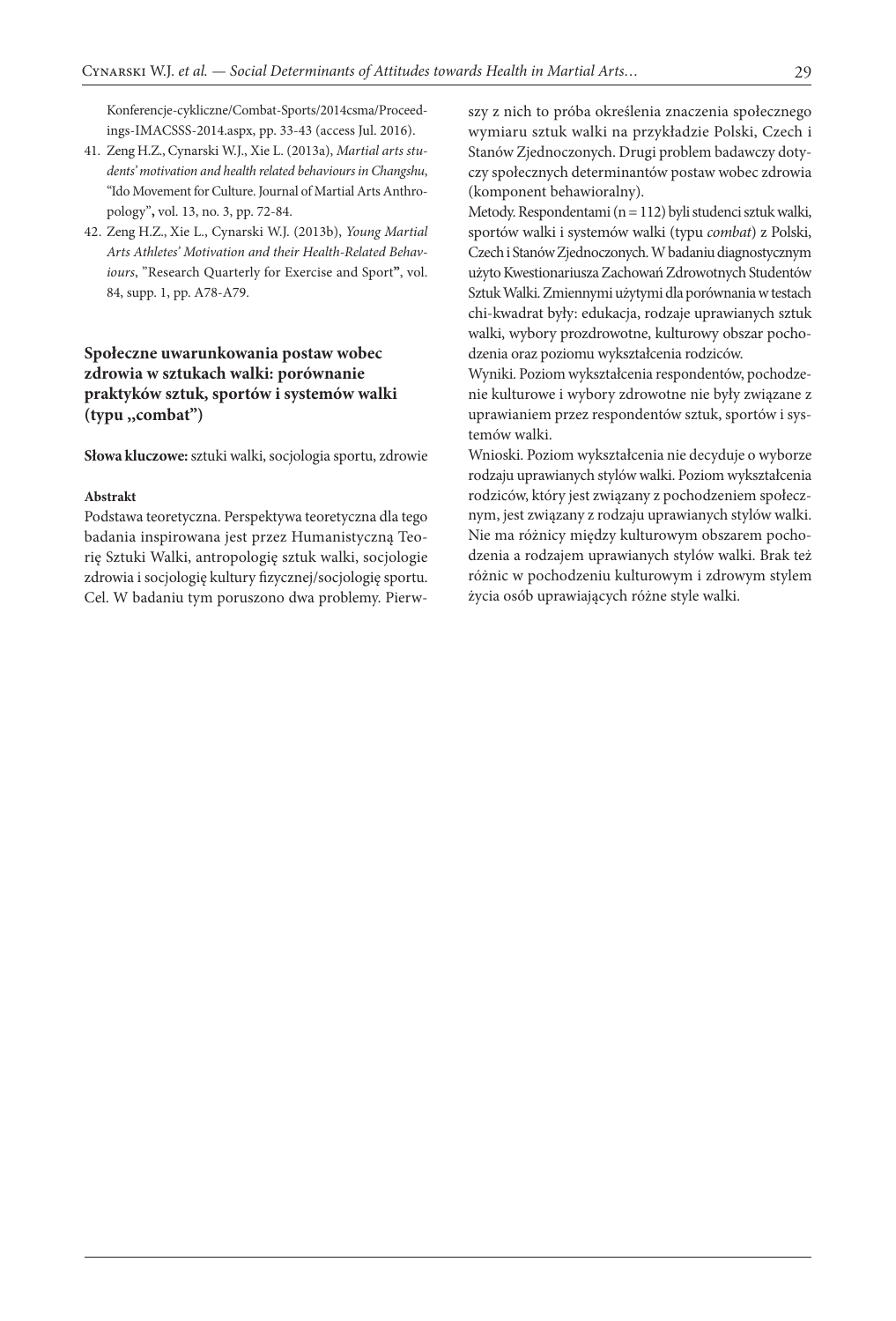Konferencje-cykliczne/Combat-Sports/2014csma/Proceedings-IMACSSS-2014.aspx, pp. 33-43 (access Jul. 2016).

41. Zeng H.Z., Cynarski W.J., Xie L. (2013a), *Martial arts students' motivation and health related behaviours in Changshu*, "Ido Movement for Culture. Journal of Martial Arts Anthropology", vol. 13, no. 3, pp. 72-84.
42. Zeng H.Z., Xie L., Cynarski W.J. (2013b), *Young Martial Arts Athletes' Motivation and their Health-Related Behaviours*, "Research Quarterly for Exercise and Sport", vol. 84, supp. 1, pp. A78-A79.

### Społeczne uwarunkowania postaw wobec zdrowia w sztukach walki: porównanie praktyków sztuk, sportów i systemów walki (typu „combat")

**Słowa kluczowe:** sztuki walki, socjologia sportu, zdrowie

**Abstrakt**

Podstawa teoretyczna. Perspektywa teoretyczna dla tego badania inspirowana jest przez Humanistyczną Teorię Sztuki Walki, antropologię sztuk walki, socjologie zdrowia i socjologię kultury fizycznej/socjologię sportu.
Cel. W badaniu tym poruszono dwa problemy. Pierwszy z nich to próba określenia znaczenia społecznego wymiaru sztuk walki na przykładzie Polski, Czech i Stanów Zjednoczonych. Drugi problem badawczy dotyczy społecznych determinantów postaw wobec zdrowia (komponent behawioralny).
Metody. Respondentami (n = 112) byli studenci sztuk walki, sportów walki i systemów walki (typu *combat*) z Polski, Czech i Stanów Zjednoczonych. W badaniu diagnostycznym użyto Kwestionariusza Zachowań Zdrowotnych Studentów Sztuk Walki. Zmiennymi użytymi dla porównania w testach chi-kwadrat były: edukacja, rodzaje uprawianych sztuk walki, wybory prozdrowotne, kulturowy obszar pochodzenia oraz poziomu wykształcenia rodziców.
Wyniki. Poziom wykształcenia respondentów, pochodzenie kulturowe i wybory zdrowotne nie były związane z uprawianiem przez respondentów sztuk, sportów i systemów walki.
Wnioski. Poziom wykształcenia nie decyduje o wyborze rodzaju uprawianych stylów walki. Poziom wykształcenia rodziców, który jest związany z pochodzeniem społecznym, jest związany z rodzaju uprawianych stylów walki. Nie ma różnicy między kulturowym obszarem pochodzenia a rodzajem uprawianych stylów walki. Brak też różnic w pochodzeniu kulturowym i zdrowym stylem życia osób uprawiających różne style walki.